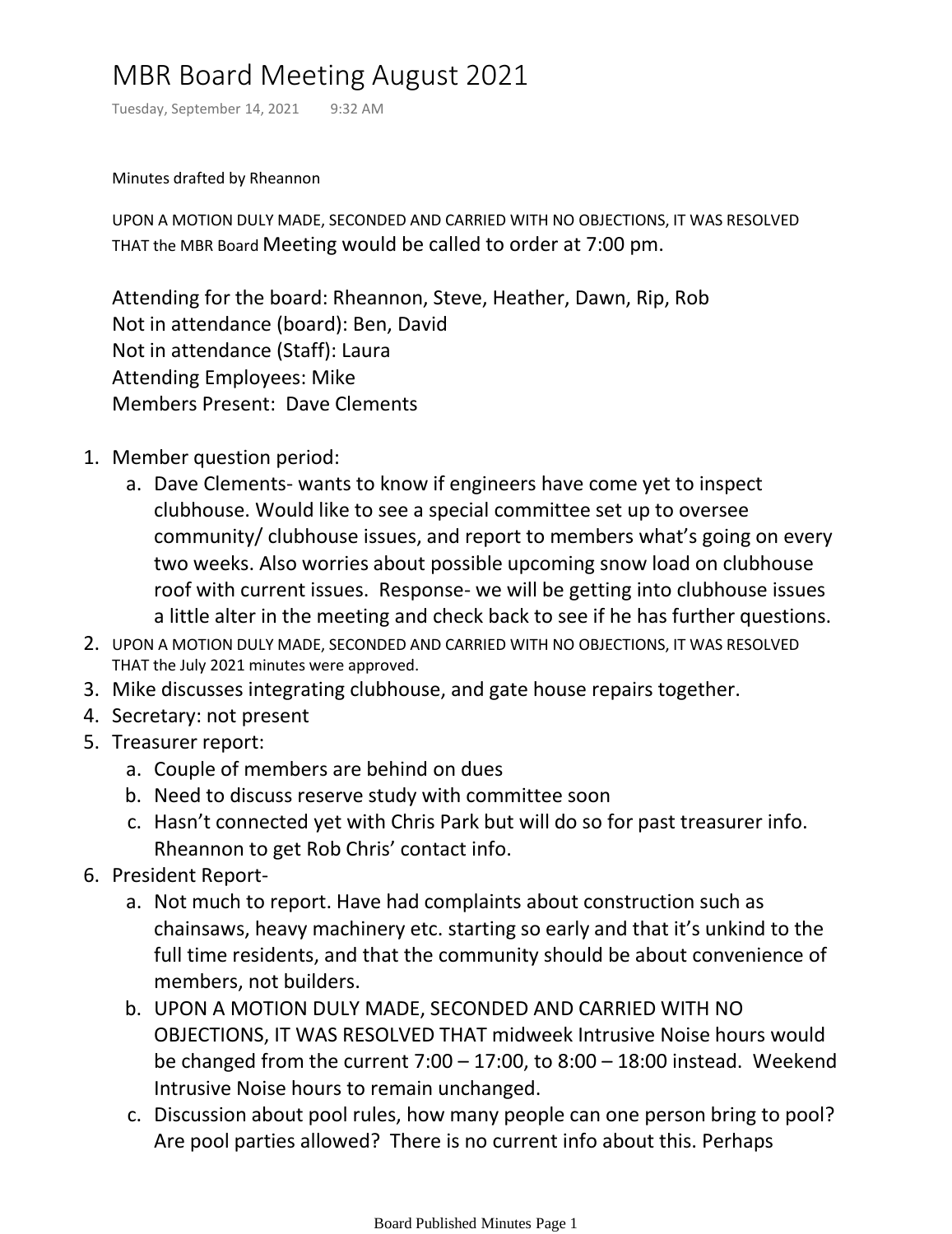# MBR Board Meeting August 2021

Tuesday, September 14, 2021 9:32 AM

Minutes drafted by Rheannon

UPON A MOTION DULY MADE, SECONDED AND CARRIED WITH NO OBJECTIONS, IT WAS RESOLVED THAT the MBR Board Meeting would be called to order at 7:00 pm.

Attending for the board: Rheannon, Steve, Heather, Dawn, Rip, Rob
Not in attendance (board): Ben, David
Not in attendance (Staff): Laura
Attending Employees: Mike
Members Present: Dave Clements

1. Member question period:
   a. Dave Clements- wants to know if engineers have come yet to inspect clubhouse. Would like to see a special committee set up to oversee community/ clubhouse issues, and report to members what's going on every two weeks. Also worries about possible upcoming snow load on clubhouse roof with current issues. Response- we will be getting into clubhouse issues a little alter in the meeting and check back to see if he has further questions.
2. UPON A MOTION DULY MADE, SECONDED AND CARRIED WITH NO OBJECTIONS, IT WAS RESOLVED THAT the July 2021 minutes were approved.
3. Mike discusses integrating clubhouse, and gate house repairs together.
4. Secretary: not present
5. Treasurer report:
   a. Couple of members are behind on dues
   b. Need to discuss reserve study with committee soon
   c. Hasn't connected yet with Chris Park but will do so for past treasurer info. Rheannon to get Rob Chris' contact info.
6. President Report-
   a. Not much to report. Have had complaints about construction such as chainsaws, heavy machinery etc. starting so early and that it's unkind to the full time residents, and that the community should be about convenience of members, not builders.
   b. UPON A MOTION DULY MADE, SECONDED AND CARRIED WITH NO OBJECTIONS, IT WAS RESOLVED THAT midweek Intrusive Noise hours would be changed from the current 7:00 – 17:00, to 8:00 – 18:00 instead. Weekend Intrusive Noise hours to remain unchanged.
   c. Discussion about pool rules, how many people can one person bring to pool? Are pool parties allowed? There is no current info about this. Perhaps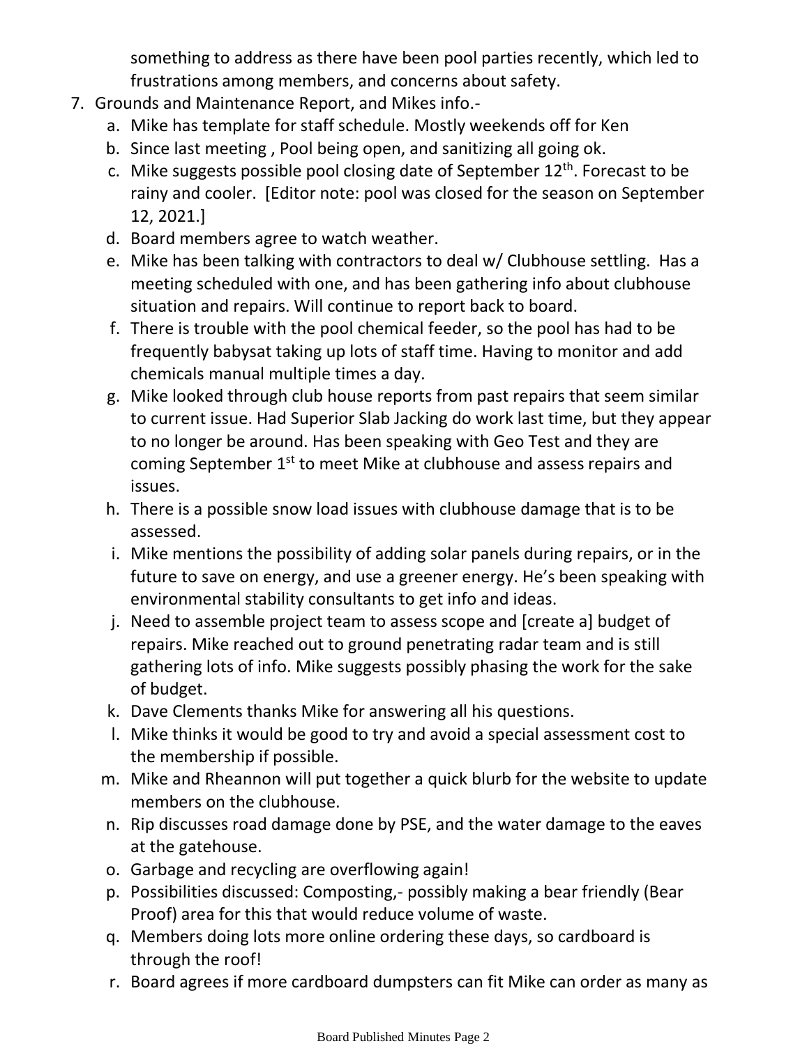something to address as there have been pool parties recently, which led to frustrations among members, and concerns about safety.

7. Grounds and Maintenance Report, and Mikes info.-
   a. Mike has template for staff schedule. Mostly weekends off for Ken
   b. Since last meeting , Pool being open, and sanitizing all going ok.
   c. Mike suggests possible pool closing date of September 12th. Forecast to be rainy and cooler. [Editor note: pool was closed for the season on September 12, 2021.]
   d. Board members agree to watch weather.
   e. Mike has been talking with contractors to deal w/ Clubhouse settling. Has a meeting scheduled with one, and has been gathering info about clubhouse situation and repairs. Will continue to report back to board.
   f. There is trouble with the pool chemical feeder, so the pool has had to be frequently babysat taking up lots of staff time. Having to monitor and add chemicals manual multiple times a day.
   g. Mike looked through club house reports from past repairs that seem similar to current issue. Had Superior Slab Jacking do work last time, but they appear to no longer be around. Has been speaking with Geo Test and they are coming September 1st to meet Mike at clubhouse and assess repairs and issues.
   h. There is a possible snow load issues with clubhouse damage that is to be assessed.
   i. Mike mentions the possibility of adding solar panels during repairs, or in the future to save on energy, and use a greener energy. He's been speaking with environmental stability consultants to get info and ideas.
   j. Need to assemble project team to assess scope and [create a] budget of repairs. Mike reached out to ground penetrating radar team and is still gathering lots of info. Mike suggests possibly phasing the work for the sake of budget.
   k. Dave Clements thanks Mike for answering all his questions.
   l. Mike thinks it would be good to try and avoid a special assessment cost to the membership if possible.
   m. Mike and Rheannon will put together a quick blurb for the website to update members on the clubhouse.
   n. Rip discusses road damage done by PSE, and the water damage to the eaves at the gatehouse.
   o. Garbage and recycling are overflowing again!
   p. Possibilities discussed: Composting,- possibly making a bear friendly (Bear Proof) area for this that would reduce volume of waste.
   q. Members doing lots more online ordering these days, so cardboard is through the roof!
   r. Board agrees if more cardboard dumpsters can fit Mike can order as many as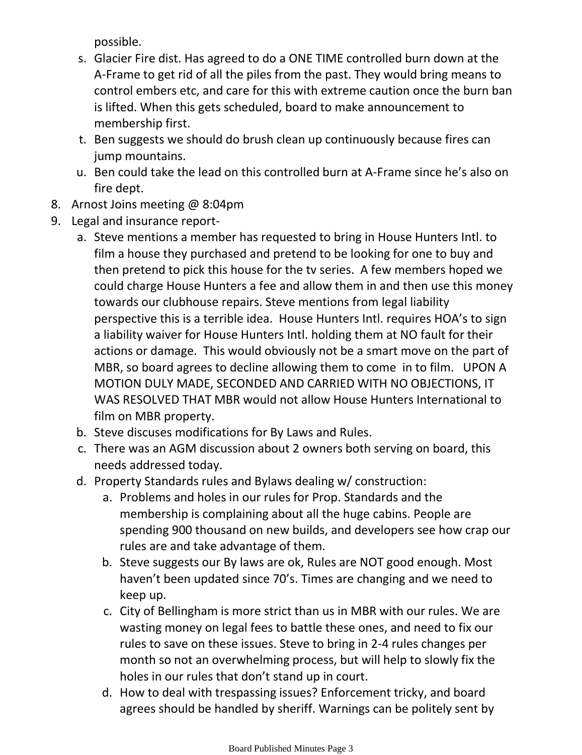possible.

s. Glacier Fire dist. Has agreed to do a ONE TIME controlled burn down at the A-Frame to get rid of all the piles from the past. They would bring means to control embers etc, and care for this with extreme caution once the burn ban is lifted. When this gets scheduled, board to make announcement to membership first.
t. Ben suggests we should do brush clean up continuously because fires can jump mountains.
u. Ben could take the lead on this controlled burn at A-Frame since he's also on fire dept.

8. Arnost Joins meeting @ 8:04pm
9. Legal and insurance report-
   a. Steve mentions a member has requested to bring in House Hunters Intl. to film a house they purchased and pretend to be looking for one to buy and then pretend to pick this house for the tv series. A few members hoped we could charge House Hunters a fee and allow them in and then use this money towards our clubhouse repairs. Steve mentions from legal liability perspective this is a terrible idea. House Hunters Intl. requires HOA's to sign a liability waiver for House Hunters Intl. holding them at NO fault for their actions or damage. This would obviously not be a smart move on the part of MBR, so board agrees to decline allowing them to come in to film. UPON A MOTION DULY MADE, SECONDED AND CARRIED WITH NO OBJECTIONS, IT WAS RESOLVED THAT MBR would not allow House Hunters International to film on MBR property.
   b. Steve discuses modifications for By Laws and Rules.
   c. There was an AGM discussion about 2 owners both serving on board, this needs addressed today.
   d. Property Standards rules and Bylaws dealing w/ construction:
      a. Problems and holes in our rules for Prop. Standards and the membership is complaining about all the huge cabins. People are spending 900 thousand on new builds, and developers see how crap our rules are and take advantage of them.
      b. Steve suggests our By laws are ok, Rules are NOT good enough. Most haven't been updated since 70's. Times are changing and we need to keep up.
      c. City of Bellingham is more strict than us in MBR with our rules. We are wasting money on legal fees to battle these ones, and need to fix our rules to save on these issues. Steve to bring in 2-4 rules changes per month so not an overwhelming process, but will help to slowly fix the holes in our rules that don't stand up in court.
      d. How to deal with trespassing issues? Enforcement tricky, and board agrees should be handled by sheriff. Warnings can be politely sent by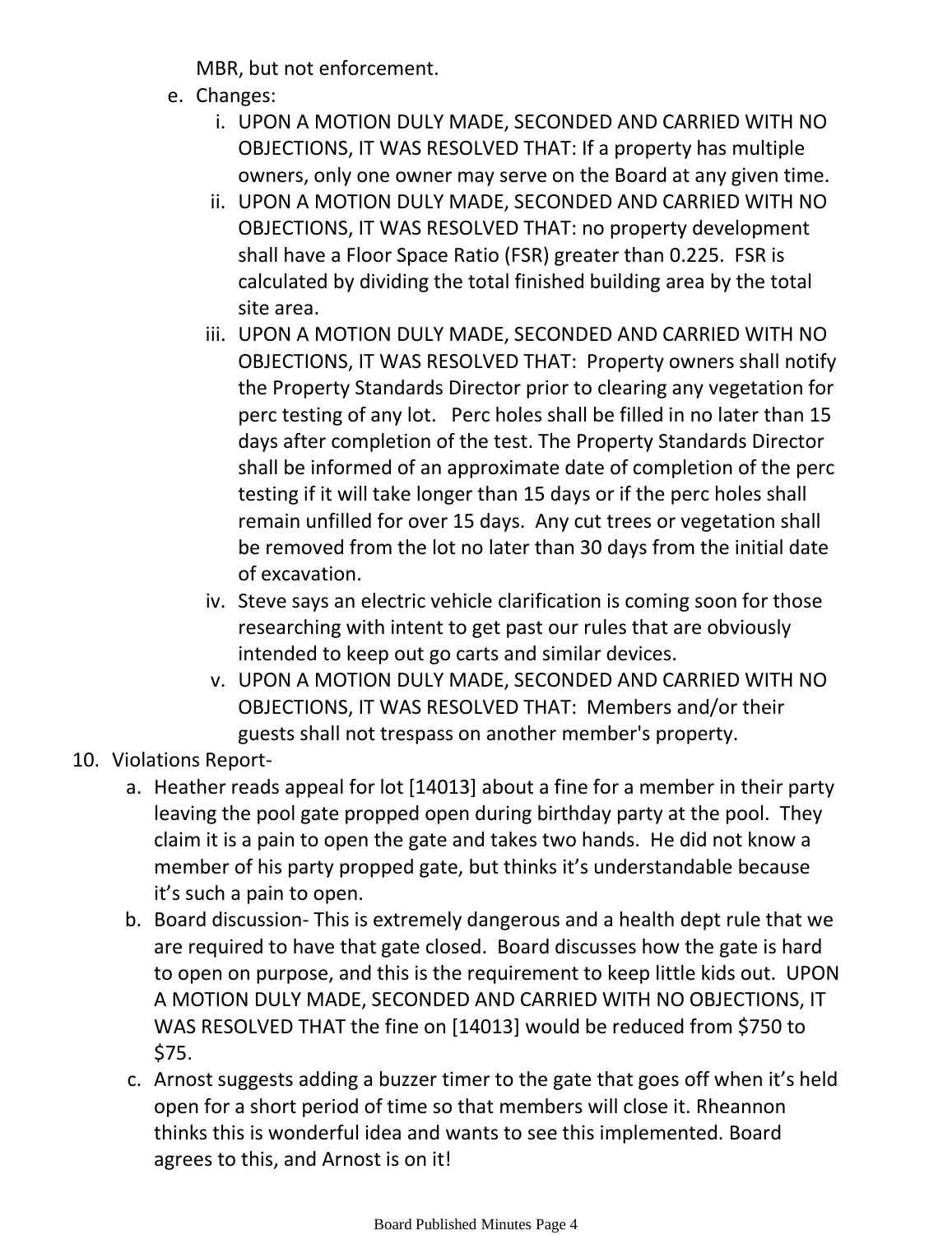MBR, but not enforcement.

   e. Changes:
      i. UPON A MOTION DULY MADE, SECONDED AND CARRIED WITH NO OBJECTIONS, IT WAS RESOLVED THAT: If a property has multiple owners, only one owner may serve on the Board at any given time.
      ii. UPON A MOTION DULY MADE, SECONDED AND CARRIED WITH NO OBJECTIONS, IT WAS RESOLVED THAT: no property development shall have a Floor Space Ratio (FSR) greater than 0.225. FSR is calculated by dividing the total finished building area by the total site area.
      iii. UPON A MOTION DULY MADE, SECONDED AND CARRIED WITH NO OBJECTIONS, IT WAS RESOLVED THAT: Property owners shall notify the Property Standards Director prior to clearing any vegetation for perc testing of any lot. Perc holes shall be filled in no later than 15 days after completion of the test. The Property Standards Director shall be informed of an approximate date of completion of the perc testing if it will take longer than 15 days or if the perc holes shall remain unfilled for over 15 days. Any cut trees or vegetation shall be removed from the lot no later than 30 days from the initial date of excavation.
      iv. Steve says an electric vehicle clarification is coming soon for those researching with intent to get past our rules that are obviously intended to keep out go carts and similar devices.
      v. UPON A MOTION DULY MADE, SECONDED AND CARRIED WITH NO OBJECTIONS, IT WAS RESOLVED THAT: Members and/or their guests shall not trespass on another member's property.

10. Violations Report-
   a. Heather reads appeal for lot [14013] about a fine for a member in their party leaving the pool gate propped open during birthday party at the pool. They claim it is a pain to open the gate and takes two hands. He did not know a member of his party propped gate, but thinks it's understandable because it's such a pain to open.
   b. Board discussion- This is extremely dangerous and a health dept rule that we are required to have that gate closed. Board discusses how the gate is hard to open on purpose, and this is the requirement to keep little kids out. UPON A MOTION DULY MADE, SECONDED AND CARRIED WITH NO OBJECTIONS, IT WAS RESOLVED THAT the fine on [14013] would be reduced from $750 to $75.
   c. Arnost suggests adding a buzzer timer to the gate that goes off when it's held open for a short period of time so that members will close it. Rheannon thinks this is wonderful idea and wants to see this implemented. Board agrees to this, and Arnost is on it!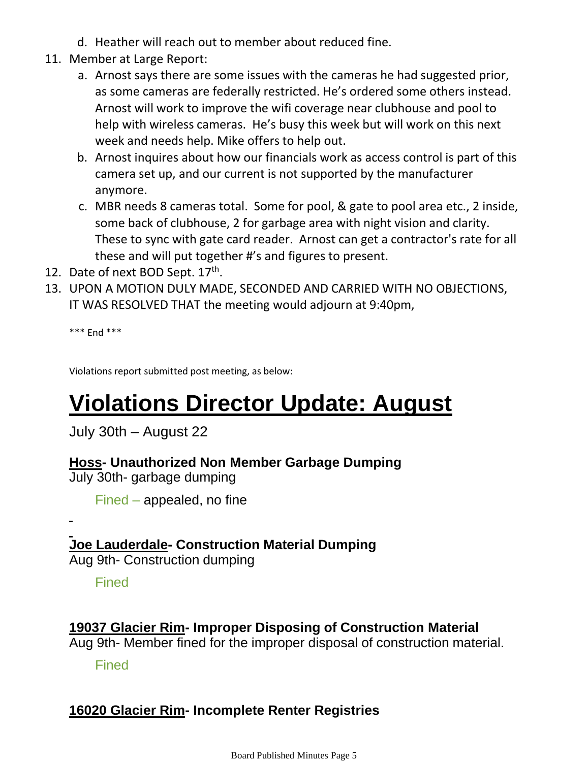d. Heather will reach out to member about reduced fine.

11. Member at Large Report:
    a. Arnost says there are some issues with the cameras he had suggested prior, as some cameras are federally restricted. He's ordered some others instead. Arnost will work to improve the wifi coverage near clubhouse and pool to help with wireless cameras. He's busy this week but will work on this next week and needs help. Mike offers to help out.
    b. Arnost inquires about how our financials work as access control is part of this camera set up, and our current is not supported by the manufacturer anymore.
    c. MBR needs 8 cameras total. Some for pool, & gate to pool area etc., 2 inside, some back of clubhouse, 2 for garbage area with night vision and clarity. These to sync with gate card reader. Arnost can get a contractor's rate for all these and will put together #'s and figures to present.
12. Date of next BOD Sept. 17th.
13. UPON A MOTION DULY MADE, SECONDED AND CARRIED WITH NO OBJECTIONS, IT WAS RESOLVED THAT the meeting would adjourn at 9:40pm,

*** End ***

Violations report submitted post meeting, as below:

# Violations Director Update: August

July 30th – August 22

**Hoss- Unauthorized Non Member Garbage Dumping**
July 30th- garbage dumping

Fined – appealed, no fine

**Joe Lauderdale- Construction Material Dumping**
Aug 9th- Construction dumping

Fined

**19037 Glacier Rim- Improper Disposing of Construction Material**
Aug 9th- Member fined for the improper disposal of construction material.

Fined

**16020 Glacier Rim- Incomplete Renter Registries**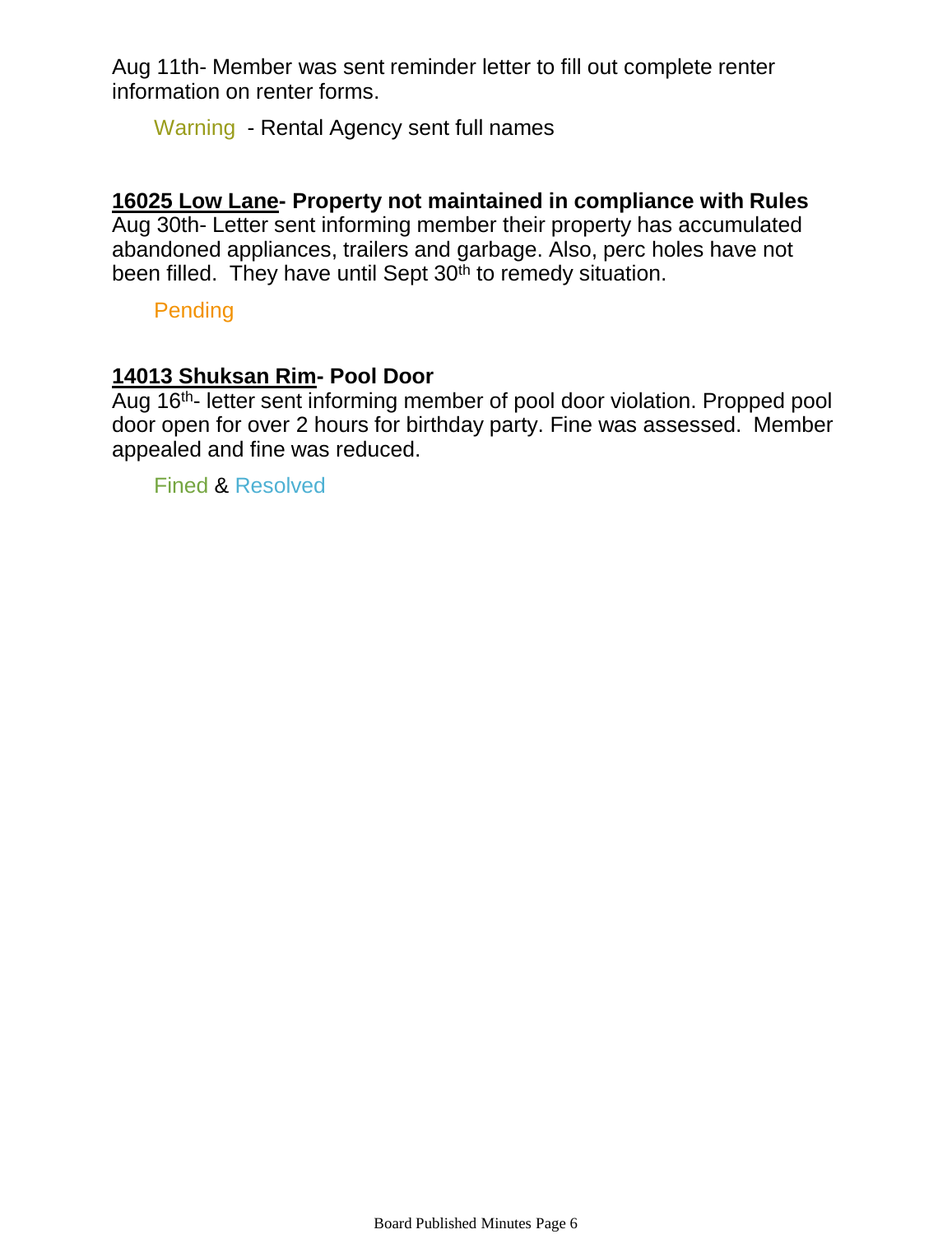Aug 11th- Member was sent reminder letter to fill out complete renter information on renter forms.

Warning - Rental Agency sent full names

**16025 Low Lane- Property not maintained in compliance with Rules**
Aug 30th- Letter sent informing member their property has accumulated abandoned appliances, trailers and garbage. Also, perc holes have not been filled. They have until Sept 30th to remedy situation.

Pending

**14013 Shuksan Rim- Pool Door**
Aug 16th- letter sent informing member of pool door violation. Propped pool door open for over 2 hours for birthday party. Fine was assessed. Member appealed and fine was reduced.

Fined & Resolved